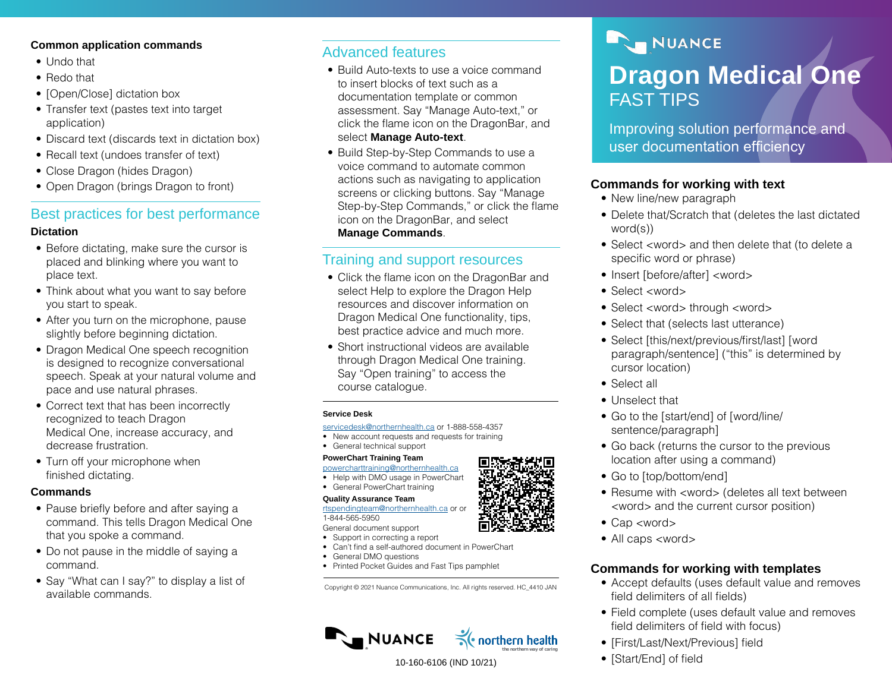# NUANCE

# Dragon Medical One

## FAST TIPS

Improving solution performance and user documentation efficiency

### Commands for working with text

- New line/new paragraph
- Delete that/Scratch that (deletes the last dictated word(s))
- Select <word> and then delete that (to delete a specific word or phrase)
- Insert [before/after] <word>
- Select <word>
- Select <word> through <word>
- Select that (selects last utterance)
- Select [this/next/previous/first/last] [word paragraph/sentence] ("this" is determined by cursor location)
- Select all
- Unselect that
- Go to the [start/end] of [word/line/ sentence/paragraph]
- Go back (returns the cursor to the previous location after using a command)
- Go to [top/bottom/end]
- Resume with <word> (deletes all text between <word> and the current cursor position)
- Cap <word>
- All caps <word>

### Commands for working with templates

- Accept defaults (uses default value and removes field delimiters of all fields)
- Field complete (uses default value and removes field delimiters of field with focus)
- [First/Last/Next/Previous] field
- [Start/End] of field

### Common application commands

- Undo that
- Redo that
- [Open/Close] dictation box
- Transfer text (pastes text into target application)
- Discard text (discards text in dictation box)
- Recall text (undoes transfer of text)
- Close Dragon (hides Dragon)
- Open Dragon (brings Dragon to front)

## Best practices for best performance

### Dictation

- Before dictating, make sure the cursor is placed and blinking where you want to place text.
- Think about what you want to say before you start to speak.
- After you turn on the microphone, pause slightly before beginning dictation.
- Dragon Medical One speech recognition is designed to recognize conversational speech. Speak at your natural volume and pace and use natural phrases.
- Correct text that has been incorrectly recognized to teach Dragon Medical One, increase accuracy, and decrease frustration.
- Turn off your microphone when finished dictating.

### Commands

- Pause briefly before and after saying a command. This tells Dragon Medical One that you spoke a command.
- Do not pause in the middle of saying a command.
- Say "What can I say?" to display a list of available commands.

## Advanced features

- Build Auto-texts to use a voice command to insert blocks of text such as a documentation template or common assessment. Say "Manage Auto-text," or click the flame icon on the DragonBar, and select **Manage Auto-text**.
- Build Step-by-Step Commands to use a voice command to automate common actions such as navigating to application screens or clicking buttons. Say "Manage Step-by-Step Commands," or click the flame icon on the DragonBar, and select **Manage Commands**.

## Training and support resources

- Click the flame icon on the DragonBar and select Help to explore the Dragon Help resources and discover information on Dragon Medical One functionality, tips, best practice advice and much more.
- Short instructional videos are available through Dragon Medical One training. Say "Open training" to access the course catalogue.

**Service Desk**

servicedesk@northernhealth.ca or 1-888-558-4357

- New account requests and requests for training
- General technical support

**PowerChart Training Team**

powercharttraining@northernhealth.ca

- Help with DMO usage in PowerChart
- General PowerChart training

**Quality Assurance Team**

rtspendingteam@northernhealth.ca or or 1-844-565-5950

General document support

- Support in correcting a report
- Can't find a self-authored document in PowerChart
- General DMO questions
- Printed Pocket Guides and Fast Tips pamphlet

Copyright © 2021 Nuance Communications, Inc. All rights reserved. HC_4410 JAN

NUANCE | northern health – the northern way of caring

10-160-6106 (IND 10/21)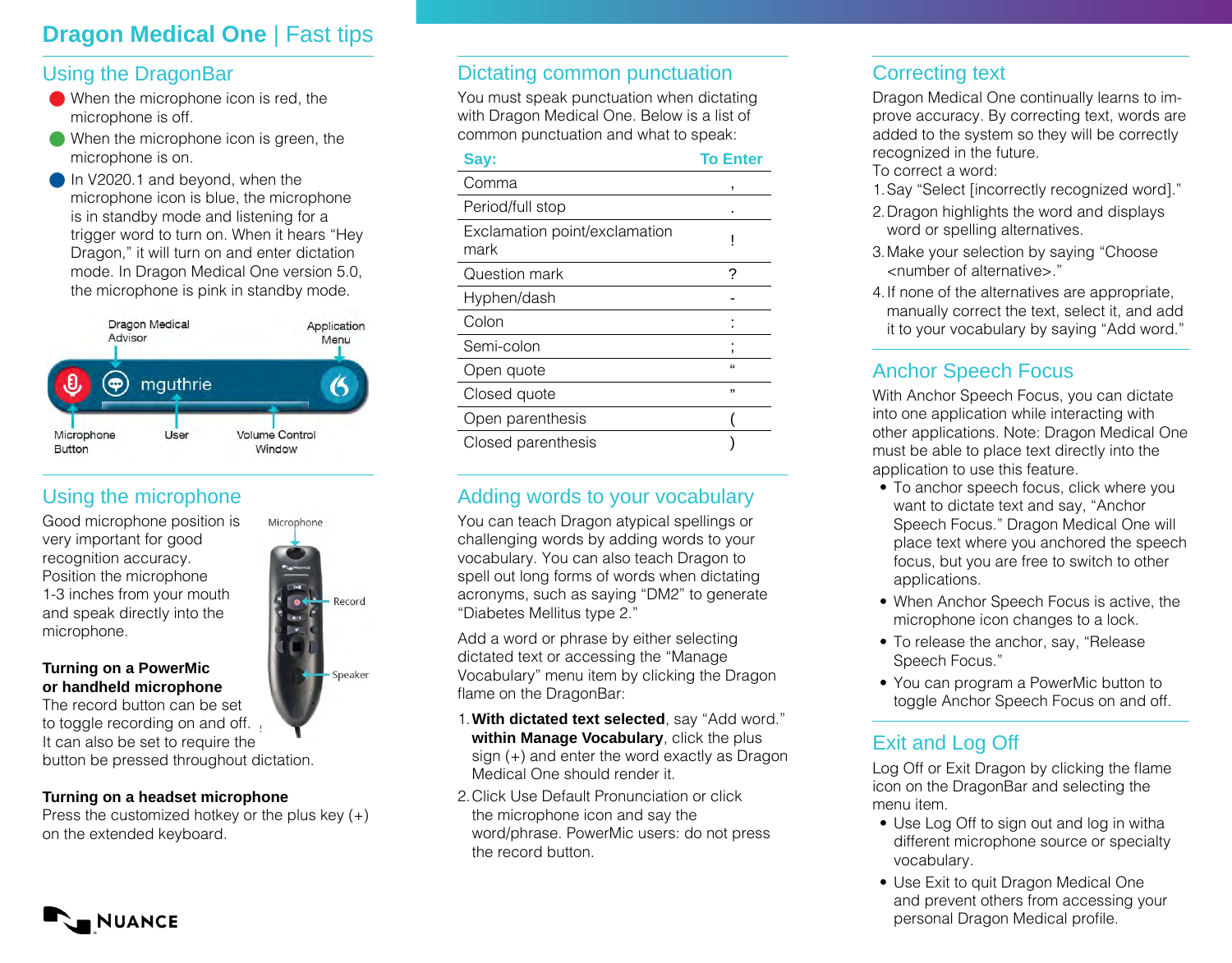# Dragon Medical One | Fast tips

## Using the DragonBar

- When the microphone icon is red, the microphone is off.
- When the microphone icon is green, the microphone is on.
- In V2020.1 and beyond, when the microphone icon is blue, the microphone is in standby mode and listening for a trigger word to turn on. When it hears "Hey Dragon," it will turn on and enter dictation mode. In Dragon Medical One version 5.0, the microphone is pink in standby mode.

Dragon Medical Advisor
Application Menu
mguthrie
Microphone Button
User
Volume Control Window

## Using the microphone

Good microphone position is very important for good recognition accuracy. Position the microphone 1-3 inches from your mouth and speak directly into the microphone.

Microphone
Record
Speaker

**Turning on a PowerMic or handheld microphone**
The record button can be set to toggle recording on and off. It can also be set to require the button be pressed throughout dictation.

**Turning on a headset microphone**
Press the customized hotkey or the plus key (+) on the extended keyboard.

## Dictating common punctuation

You must speak punctuation when dictating with Dragon Medical One. Below is a list of common punctuation and what to speak:

| Say: | To Enter |
|---|---|
| Comma | , |
| Period/full stop | . |
| Exclamation point/exclamation mark | ! |
| Question mark | ? |
| Hyphen/dash | - |
| Colon | : |
| Semi-colon | ; |
| Open quote | " |
| Closed quote | " |
| Open parenthesis | ( |
| Closed parenthesis | ) |

## Adding words to your vocabulary

You can teach Dragon atypical spellings or challenging words by adding words to your vocabulary. You can also teach Dragon to spell out long forms of words when dictating acronyms, such as saying "DM2" to generate "Diabetes Mellitus type 2."

Add a word or phrase by either selecting dictated text or accessing the "Manage Vocabulary" menu item by clicking the Dragon flame on the DragonBar:

1. **With dictated text selected**, say "Add word." **within Manage Vocabulary**, click the plus sign (+) and enter the word exactly as Dragon Medical One should render it.
2. Click Use Default Pronunciation or click the microphone icon and say the word/phrase. PowerMic users: do not press the record button.

## Correcting text

Dragon Medical One continually learns to improve accuracy. By correcting text, words are added to the system so they will be correctly recognized in the future.
To correct a word:

1. Say "Select [incorrectly recognized word]."
2. Dragon highlights the word and displays word or spelling alternatives.
3. Make your selection by saying "Choose <number of alternative>."
4. If none of the alternatives are appropriate, manually correct the text, select it, and add it to your vocabulary by saying "Add word."

## Anchor Speech Focus

With Anchor Speech Focus, you can dictate into one application while interacting with other applications. Note: Dragon Medical One must be able to place text directly into the application to use this feature.

- To anchor speech focus, click where you want to dictate text and say, "Anchor Speech Focus." Dragon Medical One will place text where you anchored the speech focus, but you are free to switch to other applications.
- When Anchor Speech Focus is active, the microphone icon changes to a lock.
- To release the anchor, say, "Release Speech Focus."
- You can program a PowerMic button to toggle Anchor Speech Focus on and off.

## Exit and Log Off

Log Off or Exit Dragon by clicking the flame icon on the DragonBar and selecting the menu item.

- Use Log Off to sign out and log in witha different microphone source or specialty vocabulary.
- Use Exit to quit Dragon Medical One and prevent others from accessing your personal Dragon Medical profile.

NUANCE